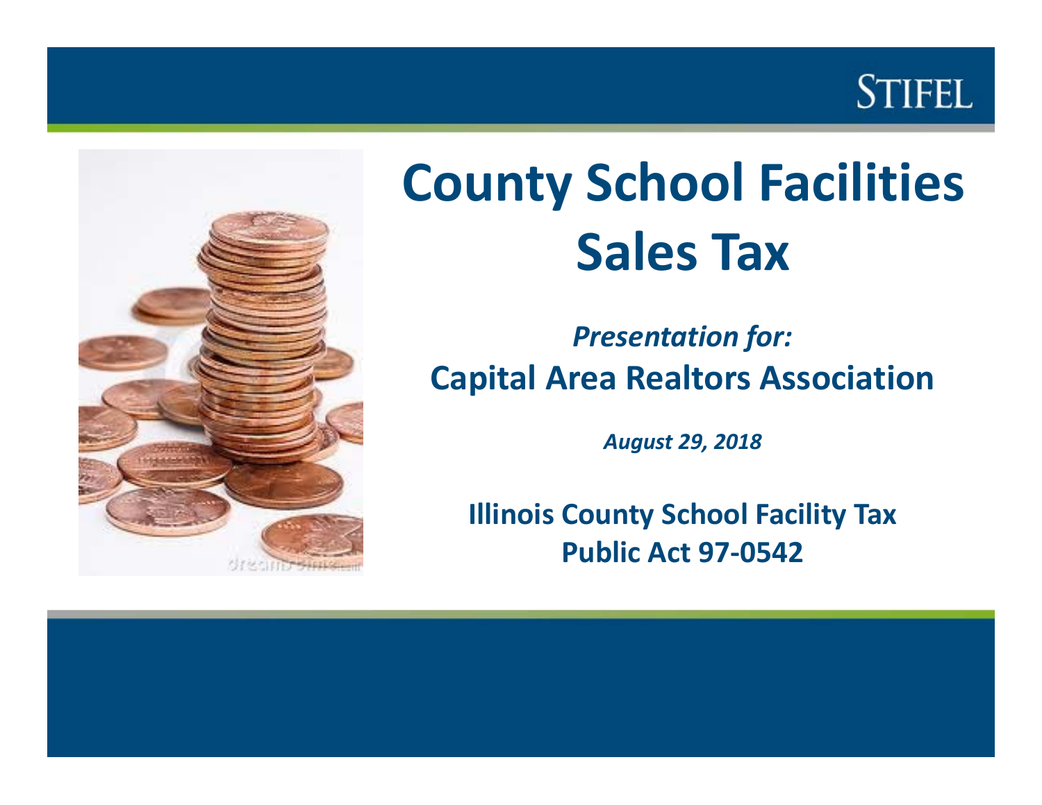# County School Facilities Sales Tax

*Presentation for:*

**Capital Area Realtors Association**

***August 29, 2018***

**Illinois County School Facility Tax**
**Public Act 97-0542**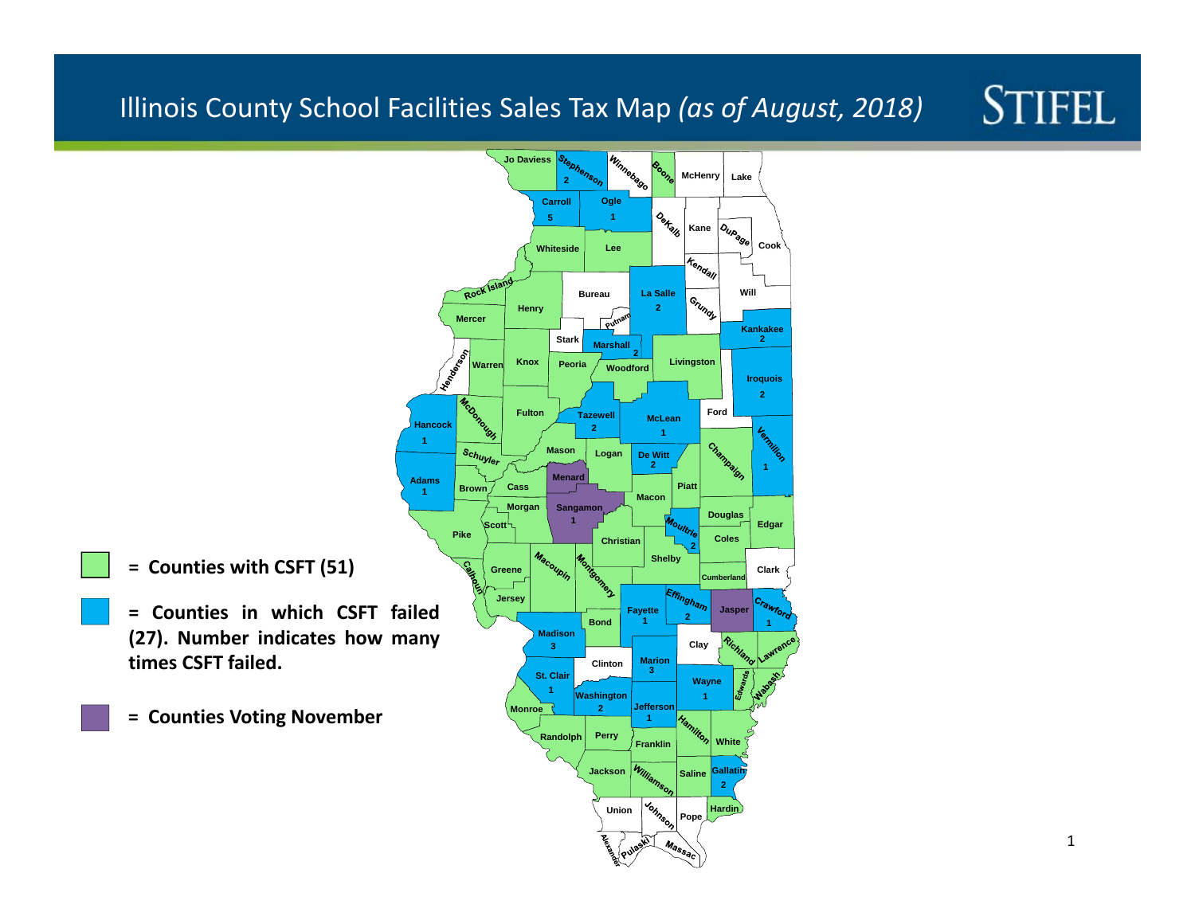# Illinois County School Facilities Sales Tax Map *(as of August, 2018)*

STIFEL

- = **Counties with CSFT (51)**
- = **Counties in which CSFT failed (27). Number indicates how many times CSFT failed.**
- = **Counties Voting November**

Jo Daviess, Stephenson 2, Winnebago, Boone, McHenry, Lake, Carroll 5, Ogle 1, DeKalb, Kane, DuPage, Cook, Whiteside, Lee, Kendall, Rock Island, Henry, Bureau, La Salle 2, Grundy, Will, Mercer, Putnam, Stark, Marshall 2, Kankakee 2, Henderson, Warren, Knox, Peoria, Woodford, Livingston, Iroquois 2, McDonough, Fulton, Tazewell 2, McLean 1, Ford, Hancock 1, Schuyler, Mason, Logan, De Witt 2, Champaign, Vermilion 1, Adams 1, Brown, Cass, Menard, Piatt, Morgan, Sangamon 1, Macon, Scott, Moultrie 2, Douglas, Edgar, Pike, Christian, Coles, Shelby, Calhoun, Greene, Macoupin, Montgomery, Cumberland, Clark, Jersey, Fayette 1, Effingham 2, Jasper, Crawford 1, Bond, Madison 3, Clay, Richland, Lawrence, Clinton, Marion 3, St. Clair 1, Wayne 1, Edwards, Wabash, Washington 2, Monroe, Jefferson 1, Hamilton, Randolph, Perry, Franklin, White, Jackson, Williamson, Saline, Gallatin 2, Union, Johnson, Pope, Hardin, Alexander, Pulaski, Massac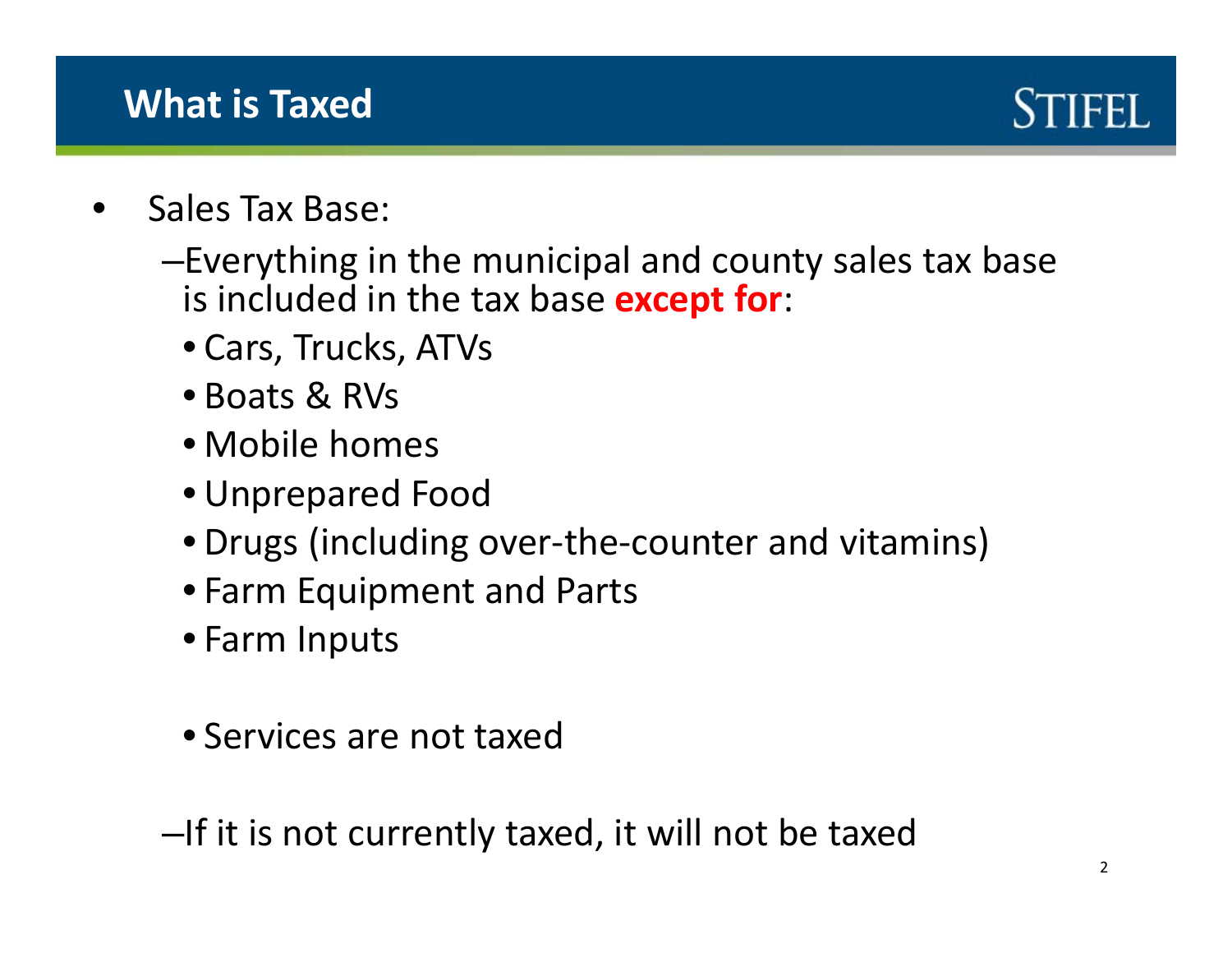# What is Taxed

- Sales Tax Base:
  - –Everything in the municipal and county sales tax base is included in the tax base **except for**:
    - Cars, Trucks, ATVs
    - Boats & RVs
    - Mobile homes
    - Unprepared Food
    - Drugs (including over-the-counter and vitamins)
    - Farm Equipment and Parts
    - Farm Inputs
    - Services are not taxed
  - –If it is not currently taxed, it will not be taxed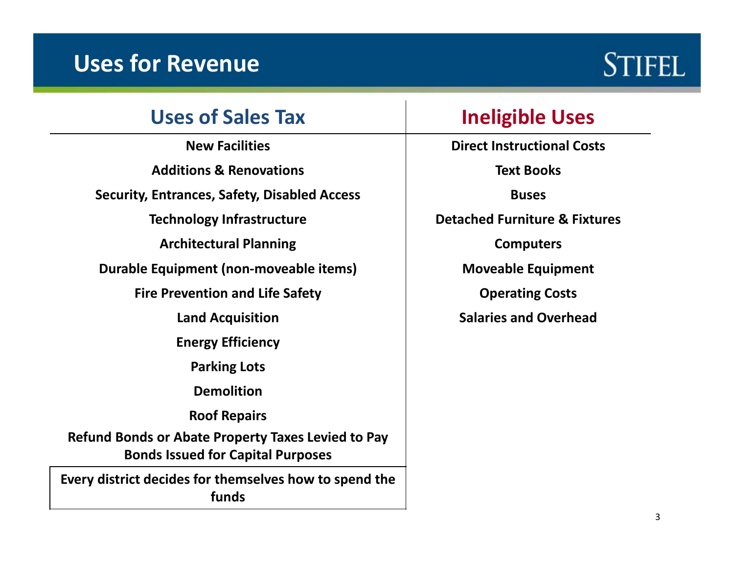# Uses for Revenue

STIFEL

| Uses of Sales Tax | Ineligible Uses |
|---|---|
| New Facilities | Direct Instructional Costs |
| Additions & Renovations | Text Books |
| Security, Entrances, Safety, Disabled Access | Buses |
| Technology Infrastructure | Detached Furniture & Fixtures |
| Architectural Planning | Computers |
| Durable Equipment (non-moveable items) | Moveable Equipment |
| Fire Prevention and Life Safety | Operating Costs |
| Land Acquisition | Salaries and Overhead |
| Energy Efficiency | |
| Parking Lots | |
| Demolition | |
| Roof Repairs | |
| Refund Bonds or Abate Property Taxes Levied to Pay Bonds Issued for Capital Purposes | |
| Every district decides for themselves how to spend the funds | |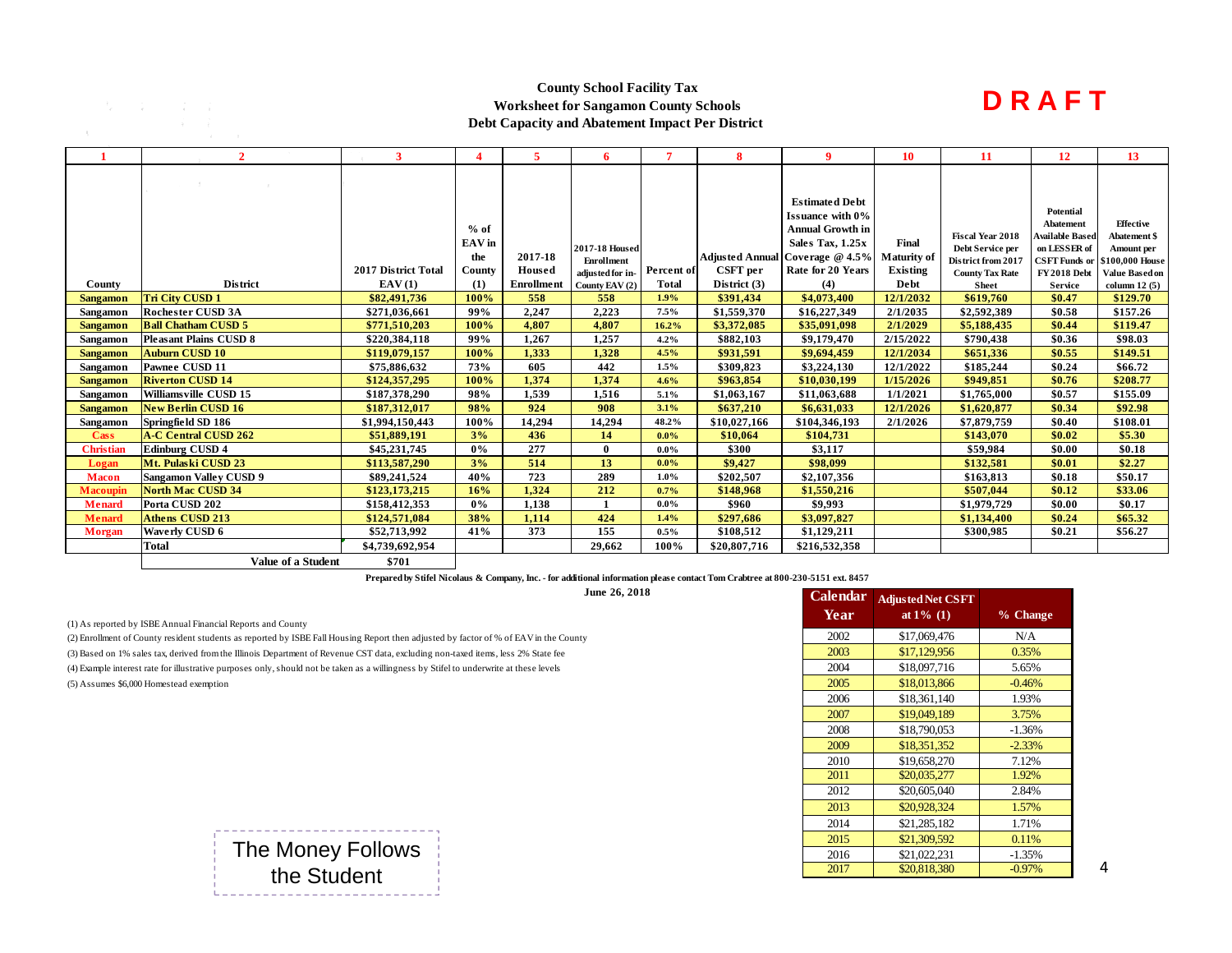**DRAFT**

### County School Facility Tax
### Worksheet for Sangamon County Schools
### Debt Capacity and Abatement Impact Per District

| 1 | 2 | 3 | 4 | 5 | 6 | 7 | 8 | 9 | 10 | 11 | 12 | 13 |
|---|---|---|---|---|---|---|---|---|---|---|---|---|
| County | District | 2017 District Total EAV (1) | % of EAV in the County (1) | 2017-18 Housed Enrollment | 2017-18 Housed Enrollment adjusted for in-County EAV (2) | Percent of Total | Adjusted Annual CSFT per District (3) | Estimated Debt Issuance with 0% Annual Growth in Sales Tax, 1.25x Coverage @ 4.5% Rate for 20 Years (4) | Final Maturity of Existing Debt | Fiscal Year 2018 Debt Service per District from 2017 County Tax Rate Sheet | Potential Abatement Available Based on LESSER of CSFT Funds or FY2018 Debt Service | Effective Abatement $ Amount per $100,000 House Value Based on column 12 (5) |
| Sangamon | Tri City CUSD 1 | $82,491,736 | 100% | 558 | 558 | 1.9% | $391,434 | $4,073,400 | 12/1/2032 | $619,760 | $0.47 | $129.70 |
| Sangamon | Rochester CUSD 3A | $271,036,661 | 99% | 2,247 | 2,223 | 7.5% | $1,559,370 | $16,227,349 | 2/1/2035 | $2,592,389 | $0.58 | $157.26 |
| Sangamon | Ball Chatham CUSD 5 | $771,510,203 | 100% | 4,807 | 4,807 | 16.2% | $3,372,085 | $35,091,098 | 2/1/2029 | $5,188,435 | $0.44 | $119.47 |
| Sangamon | Pleasant Plains CUSD 8 | $220,384,118 | 99% | 1,267 | 1,257 | 4.2% | $882,103 | $9,179,470 | 2/15/2022 | $790,438 | $0.36 | $98.03 |
| Sangamon | Auburn CUSD 10 | $119,079,157 | 100% | 1,333 | 1,328 | 4.5% | $931,591 | $9,694,459 | 12/1/2034 | $651,336 | $0.55 | $149.51 |
| Sangamon | Pawnee CUSD 11 | $75,886,632 | 73% | 605 | 442 | 1.5% | $309,823 | $3,224,130 | 12/1/2022 | $185,244 | $0.24 | $66.72 |
| Sangamon | Riverton CUSD 14 | $124,357,295 | 100% | 1,374 | 1,374 | 4.6% | $963,854 | $10,030,199 | 1/15/2026 | $949,851 | $0.76 | $208.77 |
| Sangamon | Williamsville CUSD 15 | $187,378,290 | 98% | 1,539 | 1,516 | 5.1% | $1,063,167 | $11,063,688 | 1/1/2021 | $1,765,000 | $0.57 | $155.09 |
| Sangamon | New Berlin CUSD 16 | $187,312,017 | 98% | 924 | 908 | 3.1% | $637,210 | $6,631,033 | 12/1/2026 | $1,620,877 | $0.34 | $92.98 |
| Sangamon | Springfield SD 186 | $1,994,150,443 | 100% | 14,294 | 14,294 | 48.2% | $10,027,166 | $104,346,193 | 2/1/2026 | $7,879,759 | $0.40 | $108.01 |
| Cass | A-C Central CUSD 262 | $51,889,191 | 3% | 436 | 14 | 0.0% | $10,064 | $104,731 | | $143,070 | $0.02 | $5.30 |
| Christian | Edinburg CUSD 4 | $45,231,745 | 0% | 277 | 0 | 0.0% | $300 | $3,117 | | $59,984 | $0.00 | $0.18 |
| Logan | Mt. Pulaski CUSD 23 | $113,587,290 | 3% | 514 | 13 | 0.0% | $9,427 | $98,099 | | $132,581 | $0.01 | $2.27 |
| Macon | Sangamon Valley CUSD 9 | $89,241,524 | 40% | 723 | 289 | 1.0% | $202,507 | $2,107,356 | | $163,813 | $0.18 | $50.17 |
| Macoupin | North Mac CUSD 34 | $123,173,215 | 16% | 1,324 | 212 | 0.7% | $148,968 | $1,550,216 | | $507,044 | $0.12 | $33.06 |
| Menard | Porta CUSD 202 | $158,412,353 | 0% | 1,138 | 1 | 0.0% | $960 | $9,993 | | $1,979,729 | $0.00 | $0.17 |
| Menard | Athens CUSD 213 | $124,571,084 | 38% | 1,114 | 424 | 1.4% | $297,686 | $3,097,827 | | $1,134,400 | $0.24 | $65.32 |
| Morgan | Waverly CUSD 6 | $52,713,992 | 41% | 373 | 155 | 0.5% | $108,512 | $1,129,211 | | $300,985 | $0.21 | $56.27 |
| | Total | $4,739,692,954 | | | 29,662 | 100% | $20,807,716 | $216,532,358 | | | | |
| | Value of a Student | $701 | | | | | | | | | | |

Prepared by Stifel Nicolaus & Company, Inc. - for additional information please contact Tom Crabtree at 800-230-5151 ext. 8457

June 26, 2018

(1) As reported by ISBE Annual Financial Reports and County

(2) Enrollment of County resident students as reported by ISBE Fall Housing Report then adjusted by factor of % of EAV in the County

(3) Based on 1% sales tax, derived from the Illinois Department of Revenue CST data, excluding non-taxed items, less 2% State fee

(4) Example interest rate for illustrative purposes only, should not be taken as a willingness by Stifel to underwrite at these levels

(5) Assumes $6,000 Homestead exemption

| Calendar Year | Adjusted Net CSFT at 1% (1) | % Change |
|---|---|---|
| 2002 | $17,069,476 | N/A |
| 2003 | $17,129,956 | 0.35% |
| 2004 | $18,097,716 | 5.65% |
| 2005 | $18,013,866 | -0.46% |
| 2006 | $18,361,140 | 1.93% |
| 2007 | $19,049,189 | 3.75% |
| 2008 | $18,790,053 | -1.36% |
| 2009 | $18,351,352 | -2.33% |
| 2010 | $19,658,270 | 7.12% |
| 2011 | $20,035,277 | 1.92% |
| 2012 | $20,605,040 | 2.84% |
| 2013 | $20,928,324 | 1.57% |
| 2014 | $21,285,182 | 1.71% |
| 2015 | $21,309,592 | 0.11% |
| 2016 | $21,022,231 | -1.35% |
| 2017 | $20,818,380 | -0.97% |

The Money Follows the Student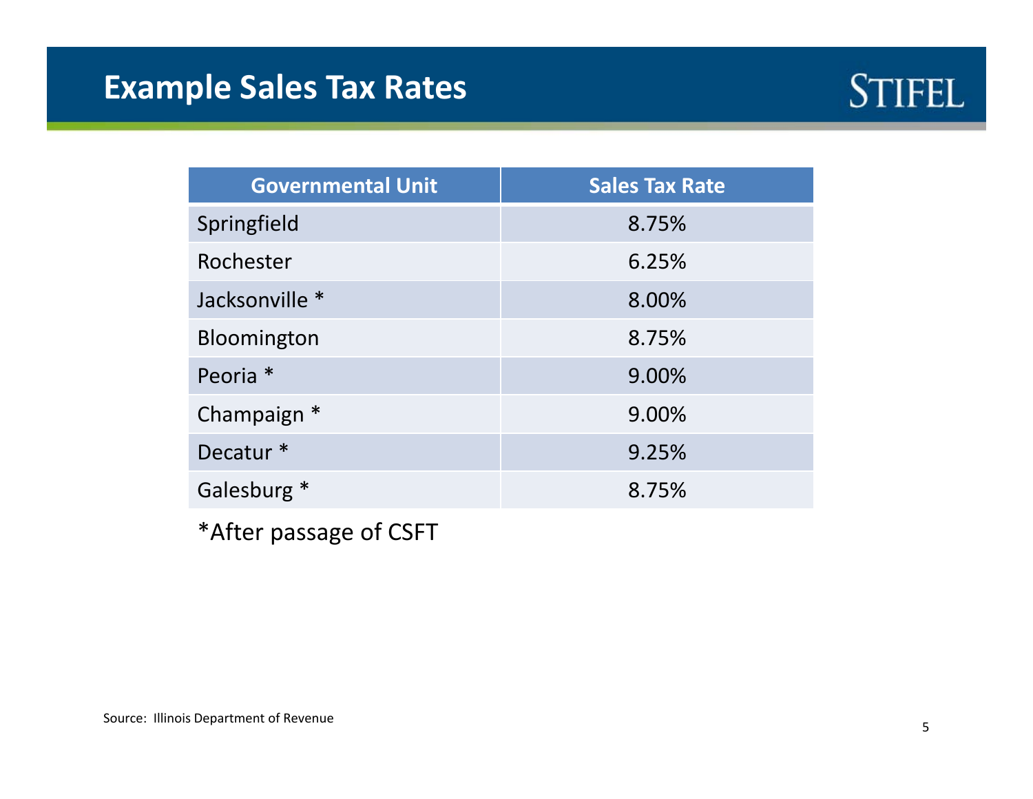# Example Sales Tax Rates

| Governmental Unit | Sales Tax Rate |
|---|---|
| Springfield | 8.75% |
| Rochester | 6.25% |
| Jacksonville * | 8.00% |
| Bloomington | 8.75% |
| Peoria * | 9.00% |
| Champaign * | 9.00% |
| Decatur * | 9.25% |
| Galesburg * | 8.75% |

*After passage of CSFT

Source: Illinois Department of Revenue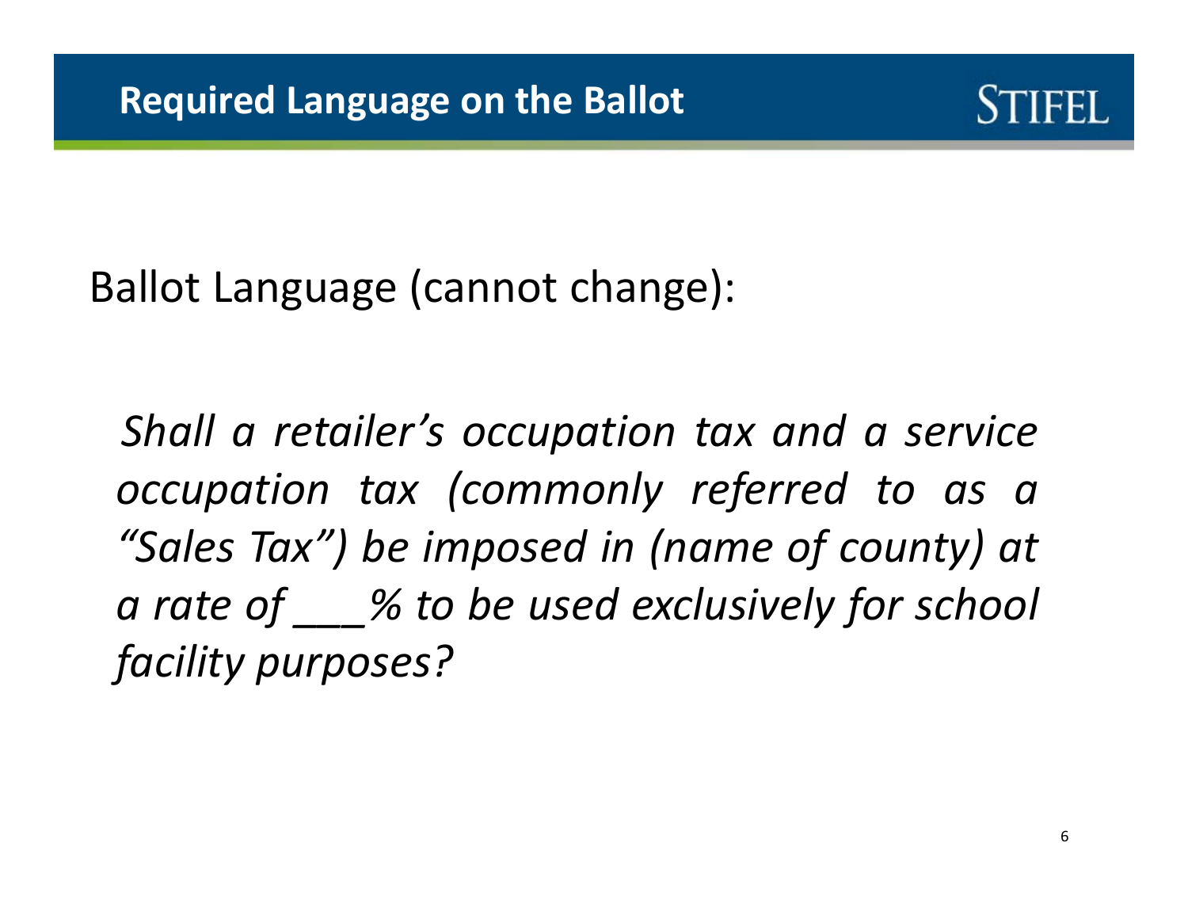## Required Language on the Ballot

Ballot Language (cannot change):

*Shall a retailer's occupation tax and a service occupation tax (commonly referred to as a "Sales Tax") be imposed in (name of county) at a rate of ___% to be used exclusively for school facility purposes?*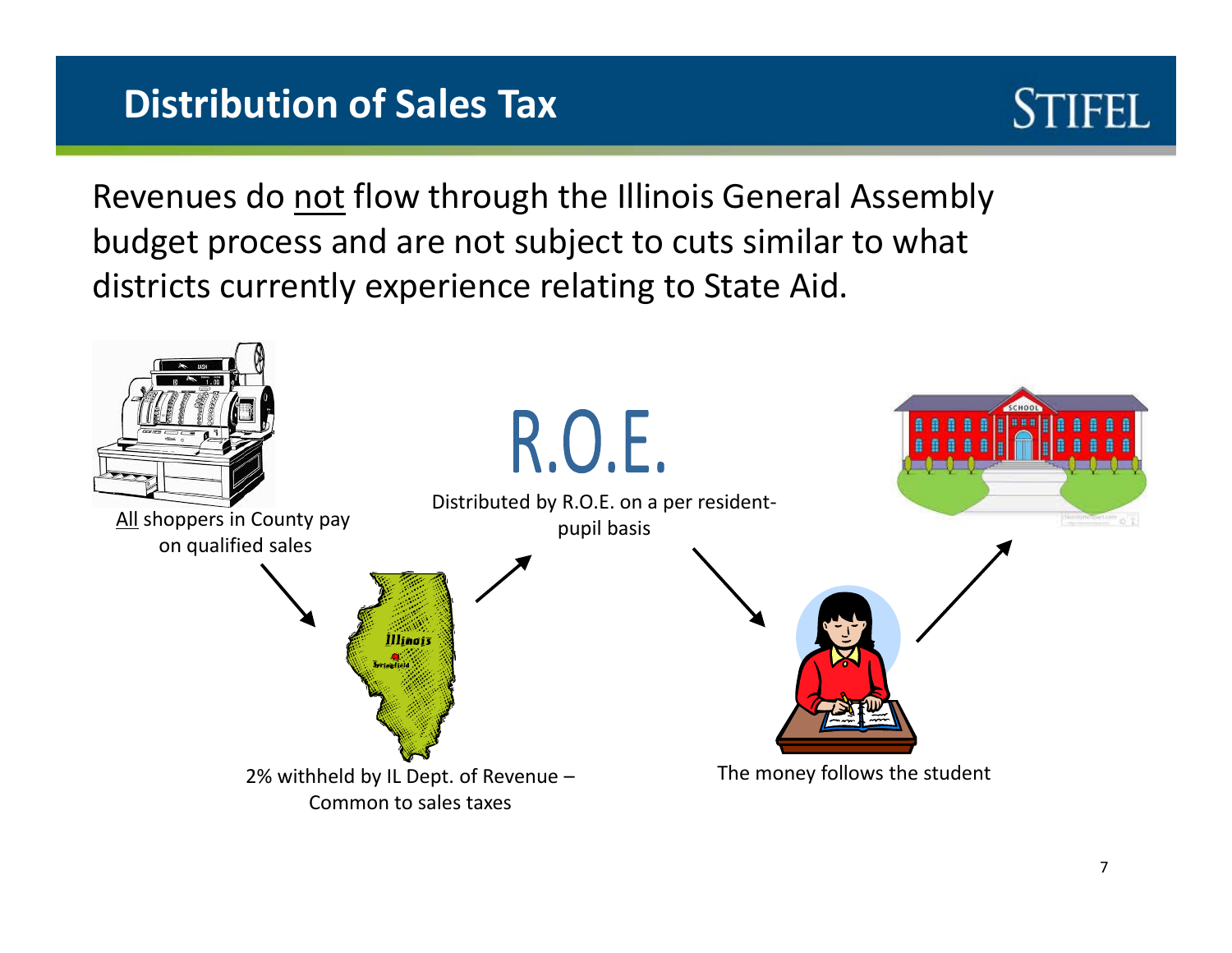# Distribution of Sales Tax

Revenues do <u>not</u> flow through the Illinois General Assembly budget process and are not subject to cuts similar to what districts currently experience relating to State Aid.

<u>All</u> shoppers in County pay on qualified sales

2% withheld by IL Dept. of Revenue – Common to sales taxes

R.O.E.

Distributed by R.O.E. on a per resident-pupil basis

The money follows the student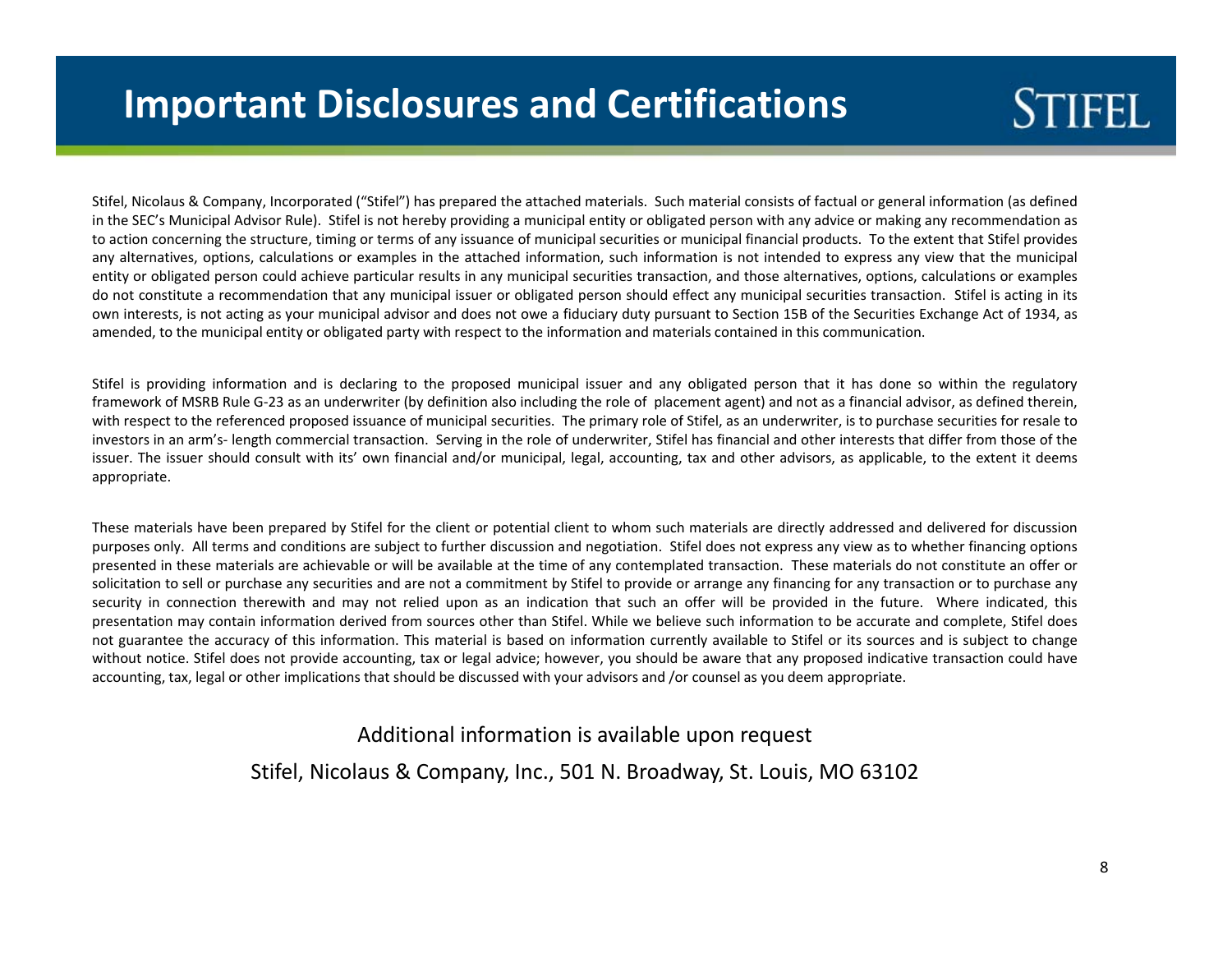# Important Disclosures and Certifications

STIFEL

Stifel, Nicolaus & Company, Incorporated ("Stifel") has prepared the attached materials. Such material consists of factual or general information (as defined in the SEC's Municipal Advisor Rule). Stifel is not hereby providing a municipal entity or obligated person with any advice or making any recommendation as to action concerning the structure, timing or terms of any issuance of municipal securities or municipal financial products. To the extent that Stifel provides any alternatives, options, calculations or examples in the attached information, such information is not intended to express any view that the municipal entity or obligated person could achieve particular results in any municipal securities transaction, and those alternatives, options, calculations or examples do not constitute a recommendation that any municipal issuer or obligated person should effect any municipal securities transaction. Stifel is acting in its own interests, is not acting as your municipal advisor and does not owe a fiduciary duty pursuant to Section 15B of the Securities Exchange Act of 1934, as amended, to the municipal entity or obligated party with respect to the information and materials contained in this communication.

Stifel is providing information and is declaring to the proposed municipal issuer and any obligated person that it has done so within the regulatory framework of MSRB Rule G-23 as an underwriter (by definition also including the role of placement agent) and not as a financial advisor, as defined therein, with respect to the referenced proposed issuance of municipal securities. The primary role of Stifel, as an underwriter, is to purchase securities for resale to investors in an arm's- length commercial transaction. Serving in the role of underwriter, Stifel has financial and other interests that differ from those of the issuer. The issuer should consult with its' own financial and/or municipal, legal, accounting, tax and other advisors, as applicable, to the extent it deems appropriate.

These materials have been prepared by Stifel for the client or potential client to whom such materials are directly addressed and delivered for discussion purposes only. All terms and conditions are subject to further discussion and negotiation. Stifel does not express any view as to whether financing options presented in these materials are achievable or will be available at the time of any contemplated transaction. These materials do not constitute an offer or solicitation to sell or purchase any securities and are not a commitment by Stifel to provide or arrange any financing for any transaction or to purchase any security in connection therewith and may not relied upon as an indication that such an offer will be provided in the future. Where indicated, this presentation may contain information derived from sources other than Stifel. While we believe such information to be accurate and complete, Stifel does not guarantee the accuracy of this information. This material is based on information currently available to Stifel or its sources and is subject to change without notice. Stifel does not provide accounting, tax or legal advice; however, you should be aware that any proposed indicative transaction could have accounting, tax, legal or other implications that should be discussed with your advisors and /or counsel as you deem appropriate.

Additional information is available upon request

Stifel, Nicolaus & Company, Inc., 501 N. Broadway, St. Louis, MO 63102